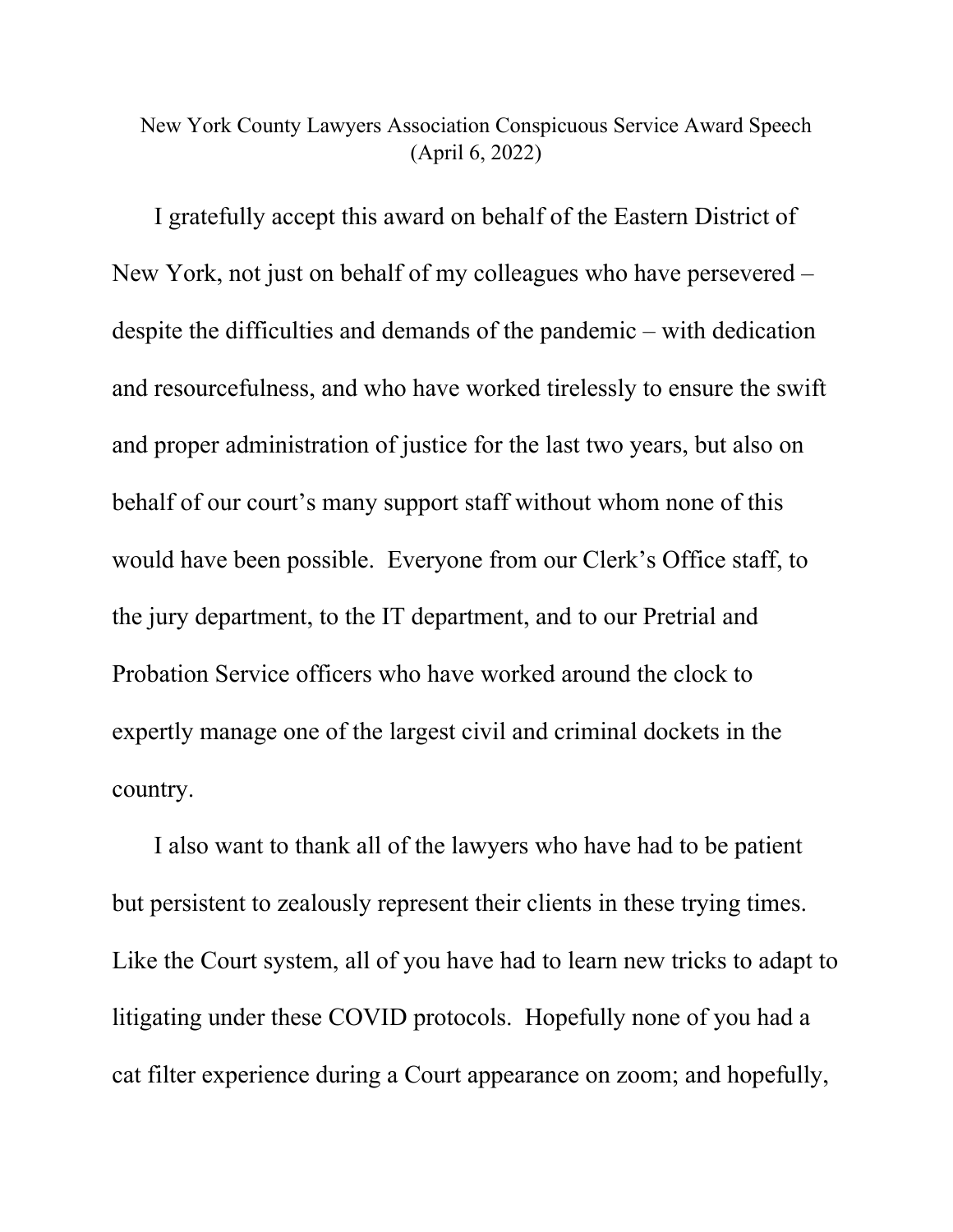New York County Lawyers Association Conspicuous Service Award Speech
(April 6, 2022)

I gratefully accept this award on behalf of the Eastern District of New York, not just on behalf of my colleagues who have persevered – despite the difficulties and demands of the pandemic – with dedication and resourcefulness, and who have worked tirelessly to ensure the swift and proper administration of justice for the last two years, but also on behalf of our court's many support staff without whom none of this would have been possible. Everyone from our Clerk's Office staff, to the jury department, to the IT department, and to our Pretrial and Probation Service officers who have worked around the clock to expertly manage one of the largest civil and criminal dockets in the country.

I also want to thank all of the lawyers who have had to be patient but persistent to zealously represent their clients in these trying times. Like the Court system, all of you have had to learn new tricks to adapt to litigating under these COVID protocols. Hopefully none of you had a cat filter experience during a Court appearance on zoom; and hopefully,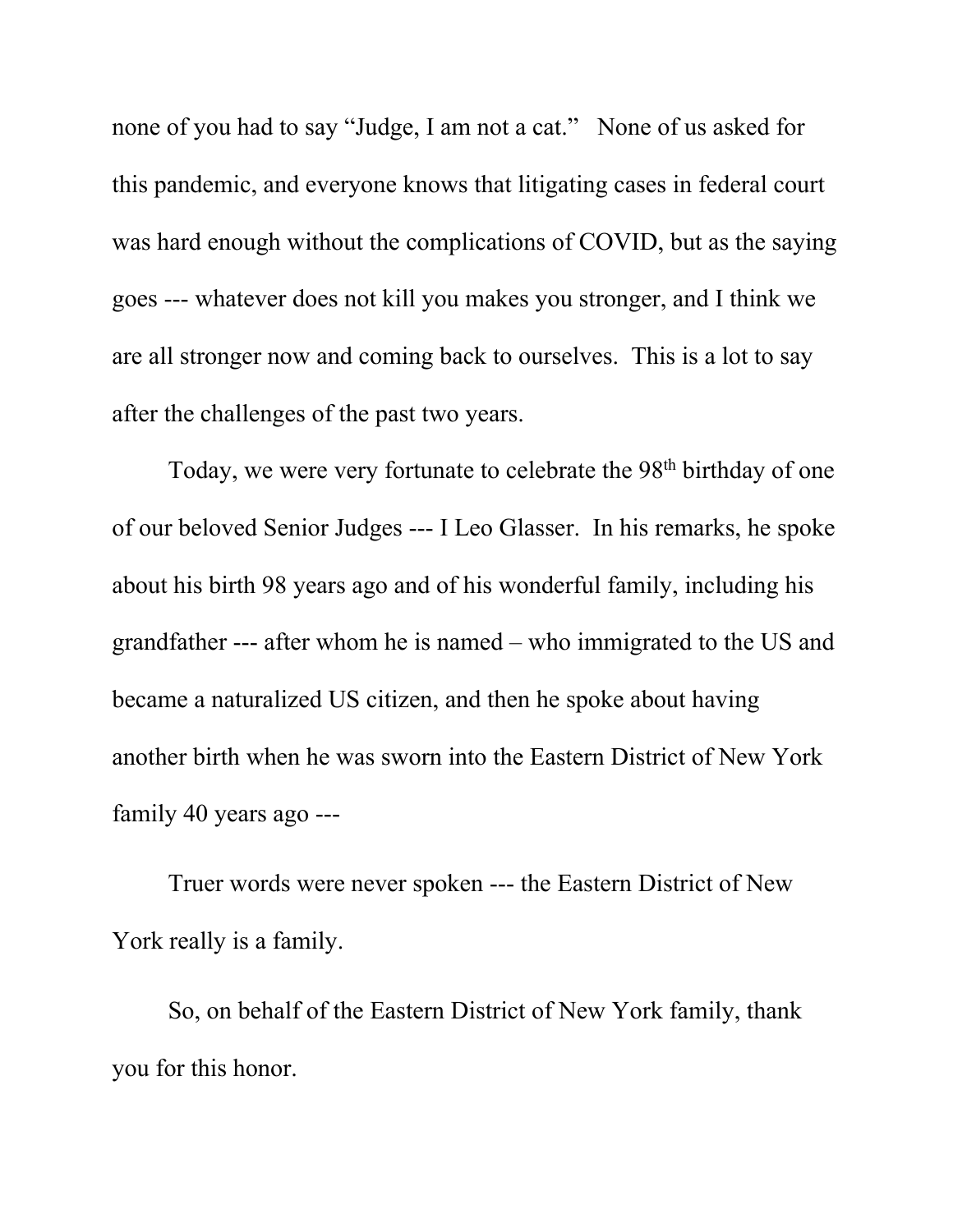none of you had to say "Judge, I am not a cat." None of us asked for this pandemic, and everyone knows that litigating cases in federal court was hard enough without the complications of COVID, but as the saying goes --- whatever does not kill you makes you stronger, and I think we are all stronger now and coming back to ourselves. This is a lot to say after the challenges of the past two years.

Today, we were very fortunate to celebrate the 98th birthday of one of our beloved Senior Judges --- I Leo Glasser. In his remarks, he spoke about his birth 98 years ago and of his wonderful family, including his grandfather --- after whom he is named – who immigrated to the US and became a naturalized US citizen, and then he spoke about having another birth when he was sworn into the Eastern District of New York family 40 years ago ---

Truer words were never spoken --- the Eastern District of New York really is a family.

So, on behalf of the Eastern District of New York family, thank you for this honor.